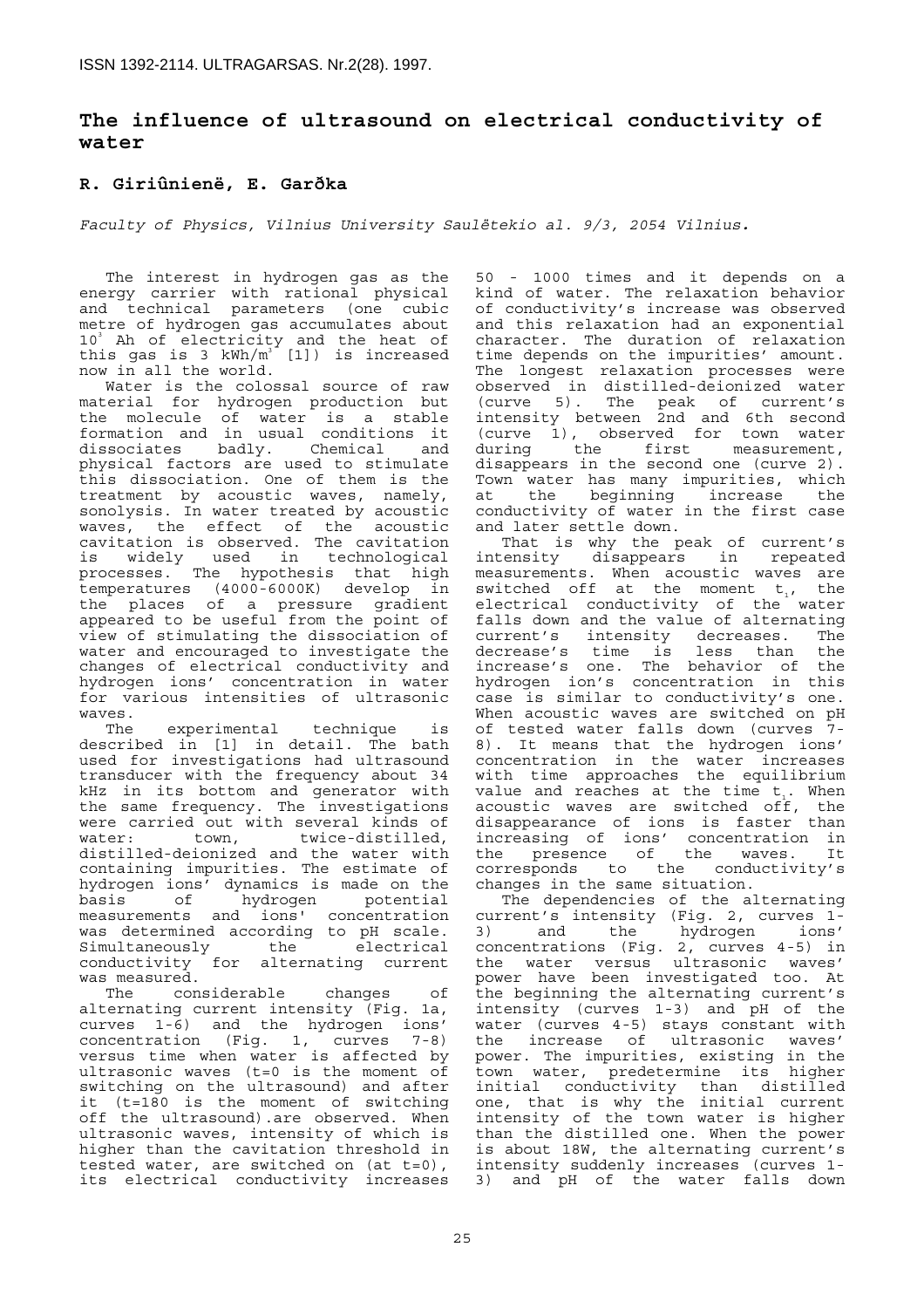# The influence of ultrasound on electrical conductivity of water

## R. Giriûnienë, E. Garðka

*Faculty of Physics, Vilnius University Saulėtekio al. 9/3, 2054 Vilnius.*

The interest in hydrogen gas as the energy carrier with rational physical and technical parameters (one cubic metre of hydrogen gas accumulates about $10^3$ Ah of electricity and the heat of this gas is 3 kWh/$m^3$ [1]) is increased now in all the world.

Water is the colossal source of raw material for hydrogen production but the molecule of water is a stable formation and in usual conditions it dissociates badly. Chemical and physical factors are used to stimulate this dissociation. One of them is the treatment by acoustic waves, namely, sonolysis. In water treated by acoustic waves, the effect of the acoustic cavitation is observed. The cavitation is widely used in technological processes. The hypothesis that high temperatures (4000-6000K) develop in the places of a pressure gradient appeared to be useful from the point of view of stimulating the dissociation of water and encouraged to investigate the changes of electrical conductivity and hydrogen ions' concentration in water for various intensities of ultrasonic waves.

The experimental technique is described in [1] in detail. The bath used for investigations had ultrasound transducer with the frequency about 34 kHz in its bottom and generator with the same frequency. The investigations were carried out with several kinds of water: town, twice-distilled, distilled-deionized and the water with containing impurities. The estimate of hydrogen ions' dynamics is made on the basis of hydrogen potential measurements and ions' concentration was determined according to pH scale. Simultaneously the electrical conductivity for alternating current was measured.

The considerable changes of alternating current intensity (Fig. 1a, curves 1-6) and the hydrogen ions' concentration (Fig. 1, curves 7-8) versus time when water is affected by ultrasonic waves (t=0 is the moment of switching on the ultrasound) and after it (t=180 is the moment of switching off the ultrasound).are observed. When ultrasonic waves, intensity of which is higher than the cavitation threshold in tested water, are switched on (at t=0), its electrical conductivity increases 50 - 1000 times and it depends on a kind of water. The relaxation behavior of conductivity's increase was observed and this relaxation had an exponential character. The duration of relaxation time depends on the impurities' amount. The longest relaxation processes were observed in distilled-deionized water (curve 5). The peak of current's intensity between 2nd and 6th second (curve 1), observed for town water during the first measurement, disappears in the second one (curve 2). Town water has many impurities, which at the beginning increase the conductivity of water in the first case and later settle down.

That is why the peak of current's intensity disappears in repeated measurements. When acoustic waves are switched off at the moment $t_1$, the electrical conductivity of the water falls down and the value of alternating current's intensity decreases. The decrease's time is less than the increase's one. The behavior of the hydrogen ion's concentration in this case is similar to conductivity's one. When acoustic waves are switched on pH of tested water falls down (curves 7-8). It means that the hydrogen ions' concentration in the water increases with time approaches the equilibrium value and reaches at the time $t_1$. When acoustic waves are switched off, the disappearance of ions is faster than increasing of ions' concentration in the presence of the waves. It corresponds to the conductivity's changes in the same situation.

The dependencies of the alternating current's intensity (Fig. 2, curves 1-3) and the hydrogen ions' concentrations (Fig. 2, curves 4-5) in the water versus ultrasonic waves' power have been investigated too. At the beginning the alternating current's intensity (curves 1-3) and pH of the water (curves 4-5) stays constant with the increase of ultrasonic waves' power. The impurities, existing in the town water, predetermine its higher initial conductivity than distilled one, that is why the initial current intensity of the town water is higher than the distilled one. When the power is about 18W, the alternating current's intensity suddenly increases (curves 1-3) and pH of the water falls down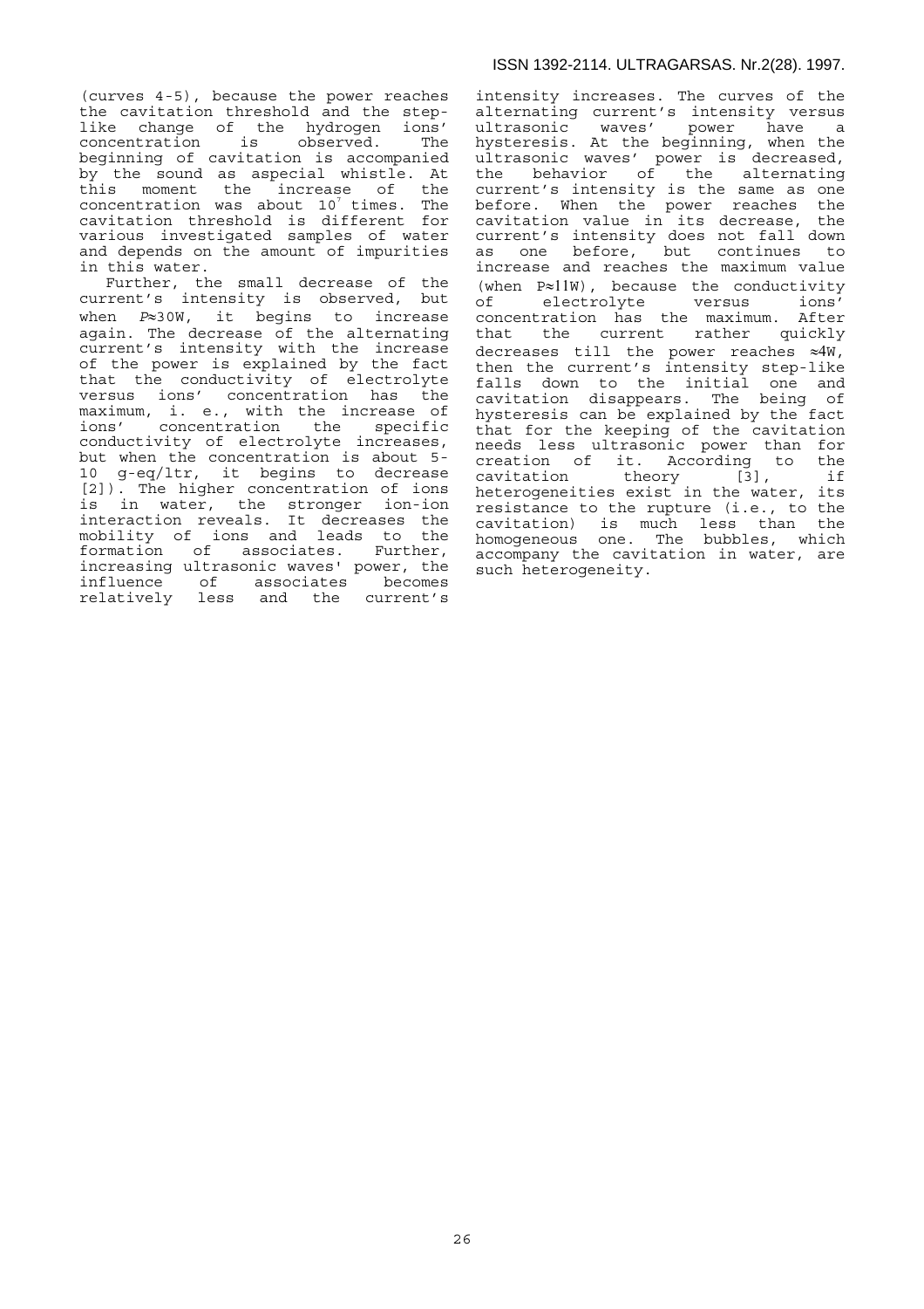(curves 4-5), because the power reaches the cavitation threshold and the step-like change of the hydrogen ions' concentration is observed. The beginning of cavitation is accompanied by the sound as aspecial whistle. At this moment the increase of the concentration was about $10^7$ times. The cavitation threshold is different for various investigated samples of water and depends on the amount of impurities in this water.

Further, the small decrease of the current's intensity is observed, but when $P \approx 30$W, it begins to increase again. The decrease of the alternating current's intensity with the increase of the power is explained by the fact that the conductivity of electrolyte versus ions' concentration has the maximum, i. e., with the increase of ions' concentration the specific conductivity of electrolyte increases, but when the concentration is about 5-10 g-eq/ltr, it begins to decrease [2]). The higher concentration of ions is in water, the stronger ion-ion interaction reveals. It decreases the mobility of ions and leads to the formation of associates. Further, increasing ultrasonic waves' power, the influence of associates becomes relatively less and the current's intensity increases. The curves of the alternating current's intensity versus ultrasonic waves' power have a hysteresis. At the beginning, when the ultrasonic waves' power is decreased, the behavior of the alternating current's intensity is the same as one before. When the power reaches the cavitation value in its decrease, the current's intensity does not fall down as one before, but continues to increase and reaches the maximum value (when $P \approx 11$W), because the conductivity of electrolyte versus ions' concentration has the maximum. After that the current rather quickly decreases till the power reaches $\approx 4$W, then the current's intensity step-like falls down to the initial one and cavitation disappears. The being of hysteresis can be explained by the fact that for the keeping of the cavitation needs less ultrasonic power than for creation of it. According to the cavitation theory [3], if heterogeneities exist in the water, its resistance to the rupture (i.e., to the cavitation) is much less than the homogeneous one. The bubbles, which accompany the cavitation in water, are such heterogeneity.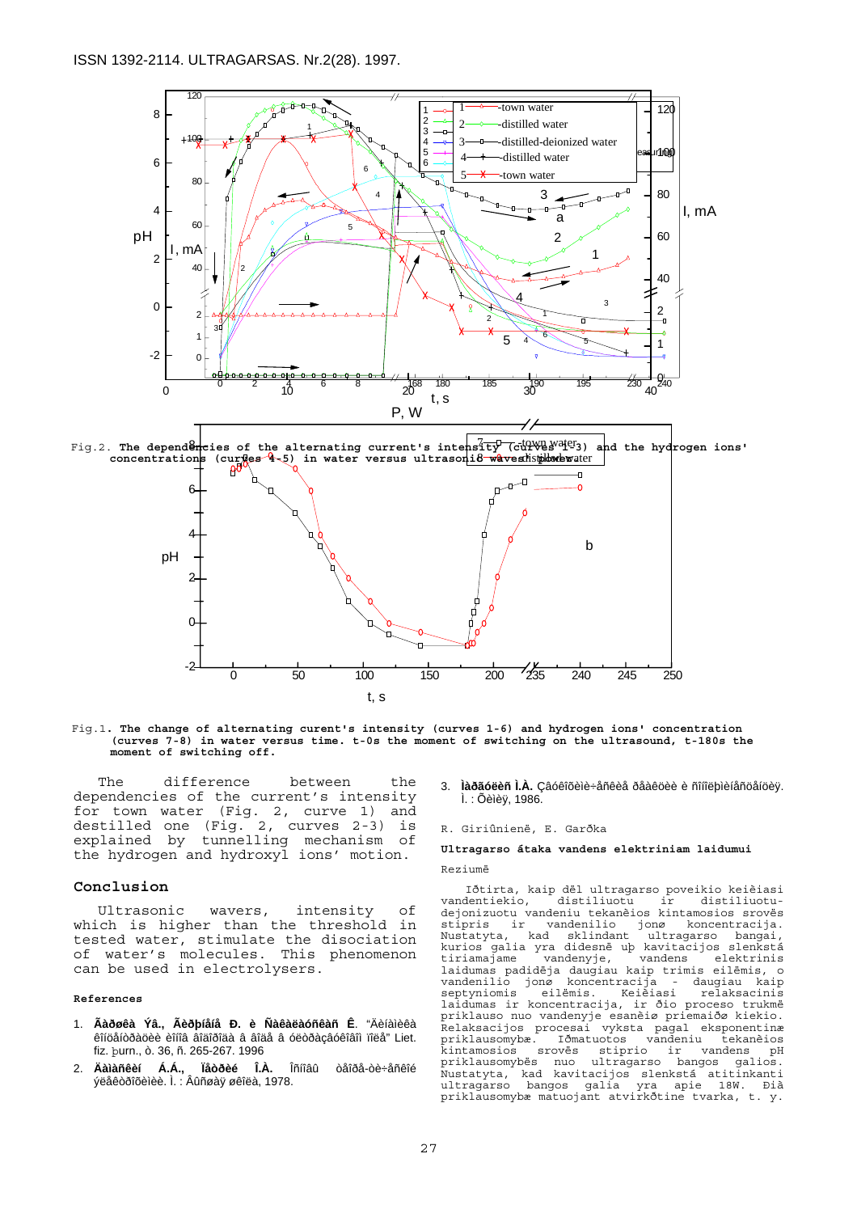Fig.2. **The dependencies of the alternating current's intensity (curves 1-3) and the hydrogen ions' concentrations (curves 4-5) in water versus ultrasonic waves' power.**

Fig.1. **The change of alternating curent's intensity (curves 1-6) and hydrogen ions' concentration (curves 7-8) in water versus time. t-0s the moment of switching on the ultrasound, t-180s the moment of switching off.**

The difference between the dependencies of the current's intensity for town water (Fig. 2, curve 1) and destilled one (Fig. 2, curves 2-3) is explained by tunnelling mechanism of the hydrogen and hydroxyl ions' motion.

## Conclusion

Ultrasonic wavers, intensity of which is higher than the threshold in tested water, stimulate the disociation of water's molecules. This phenomenon can be used in electrolysers.

### References

1. Ãàðøêà Ýä., Ãèðþíåíå Ð. è Ñàêàëàóñêàñ Ê. "Äèíàìèêà êîíöåíòðàöèè èîíîâ âîäîðîäà â âîäå â óëüòðàçâóêîâîì ïîëå" Liet. fiz. þurn., ò. 36, ñ. 265-267. 1996
2. Äàìàñêèí Á.Á., Ïåòðèöé Î.À. Îñíîâû òåîðåò-è÷åñêîé ýëåêòðîõèìèè. Ì. : Âûñøàÿ øêîëà, 1978.
3. Ìàðãóëèñ Ì.À. Çâóêîõèìè÷åñêèå ðåàêöèè è ñîíîëþìèíåñöåíöèÿ. Ì. : Õèìèÿ, 1986.

R. Giriûnienë, E. Garðka

**Ultragarso átaka vandens elektriniam laidumui**

Reziumë

Iðtirta, kaip dël ultragarso poveikio keièiasi vandentiekio, distiliuoto ir distiliuoto-dejonizuoto vandeniu tekanèios kintamosios srovës stipris ir vandenilio jonø koncentracija. Nustatyta, kad sklindant ultragarso bangai, kurios galia yra didesnë uþ kavitacijos slenkstá tiriamajame vandenyje, vandens elektrinis laidumas padidëja daugiau kaip trimis eilëmis, o vandenilio jonø koncentracija - daugiau kaip septyniomis eilëmis. Keièiasi relaksacinis laidumas ir koncentracija, ir ðio proceso trukmë priklauso nuo vandenyje esanèiø priemaiðø kiekio. Relaksacijos procesai vyksta pagal eksponentinæ priklausomybæ. Iðmatuotos vandeniu tekanèios kintamosios srovës stiprio ir vandens pH priklausomybës nuo ultragarso bangos galios. Nustatyta, kad kavitacijos slenkstá atitinkanti ultragarso bangos galia yra apie 18W. Ðia priklausomybæ matuojant atvirkðtine tvarka, t. y.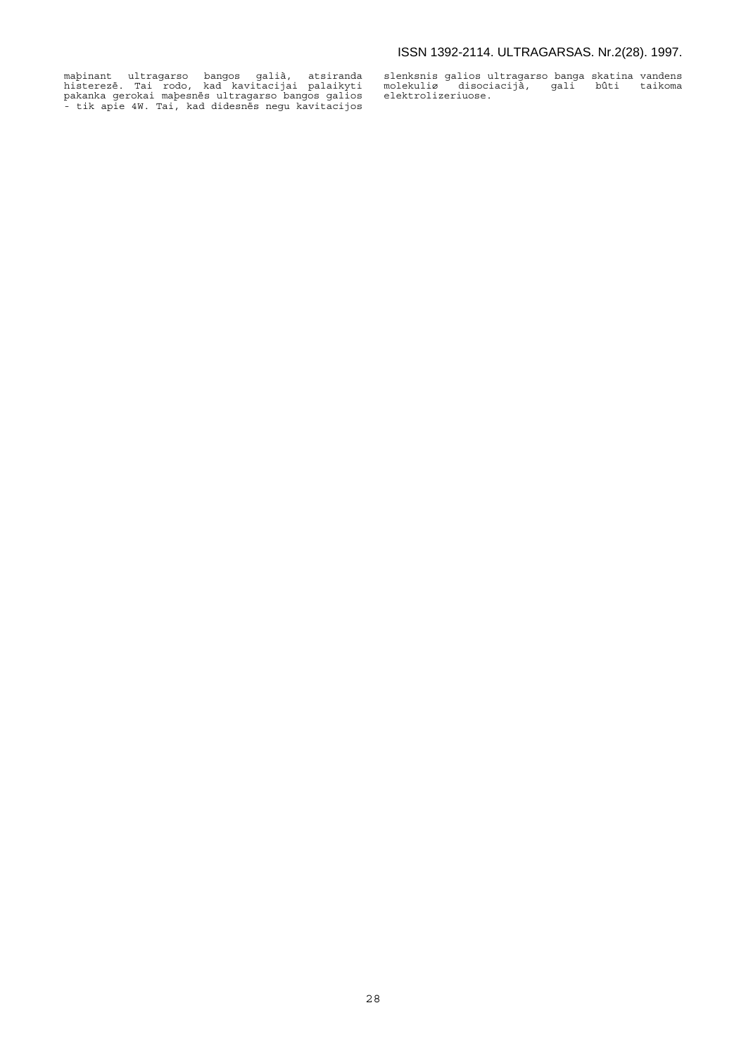maþinant ultragarso bangos galià, atsiranda histerezë. Tai rodo, kad kavitacijai palaikyti pakanka gerokai maþesnës ultragarso bangos galios - tik apie 4W. Tai, kad didesnës negu kavitacijos slenksnis galios ultragarso banga skatina vandens molekuliø disociacijà, gali bûti taikoma elektrolizeriuose.